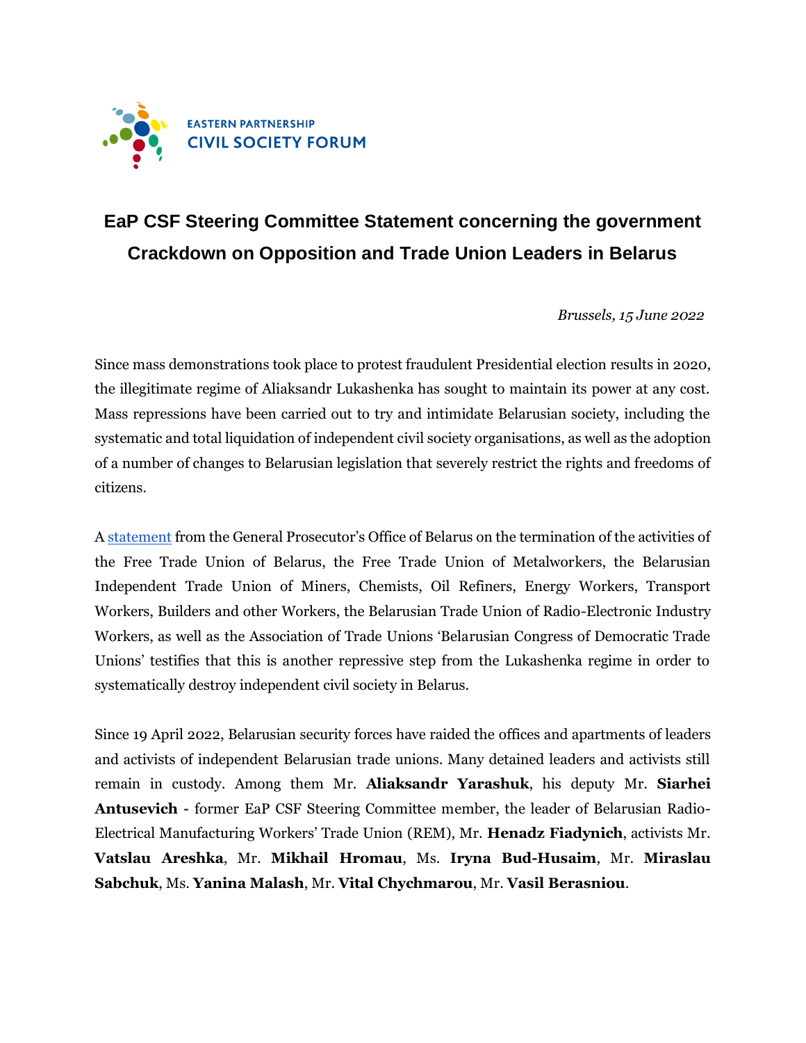EASTERN PARTNERSHIP
CIVIL SOCIETY FORUM

# EaP CSF Steering Committee Statement concerning the government Crackdown on Opposition and Trade Union Leaders in Belarus

*Brussels, 15 June 2022*

Since mass demonstrations took place to protest fraudulent Presidential election results in 2020, the illegitimate regime of Aliaksandr Lukashenka has sought to maintain its power at any cost. Mass repressions have been carried out to try and intimidate Belarusian society, including the systematic and total liquidation of independent civil society organisations, as well as the adoption of a number of changes to Belarusian legislation that severely restrict the rights and freedoms of citizens.

A statement from the General Prosecutor's Office of Belarus on the termination of the activities of the Free Trade Union of Belarus, the Free Trade Union of Metalworkers, the Belarusian Independent Trade Union of Miners, Chemists, Oil Refiners, Energy Workers, Transport Workers, Builders and other Workers, the Belarusian Trade Union of Radio-Electronic Industry Workers, as well as the Association of Trade Unions 'Belarusian Congress of Democratic Trade Unions' testifies that this is another repressive step from the Lukashenka regime in order to systematically destroy independent civil society in Belarus.

Since 19 April 2022, Belarusian security forces have raided the offices and apartments of leaders and activists of independent Belarusian trade unions. Many detained leaders and activists still remain in custody. Among them Mr. **Aliaksandr Yarashuk**, his deputy Mr. **Siarhei Antusevich** - former EaP CSF Steering Committee member, the leader of Belarusian Radio-Electrical Manufacturing Workers' Trade Union (REM), Mr. **Henadz Fiadynich**, activists Mr. **Vatslau Areshka**, Mr. **Mikhail Hromau**, Ms. **Iryna Bud-Husaim**, Mr. **Miraslau Sabchuk**, Ms. **Yanina Malash**, Mr. **Vital Chychmarou**, Mr. **Vasil Berasniou**.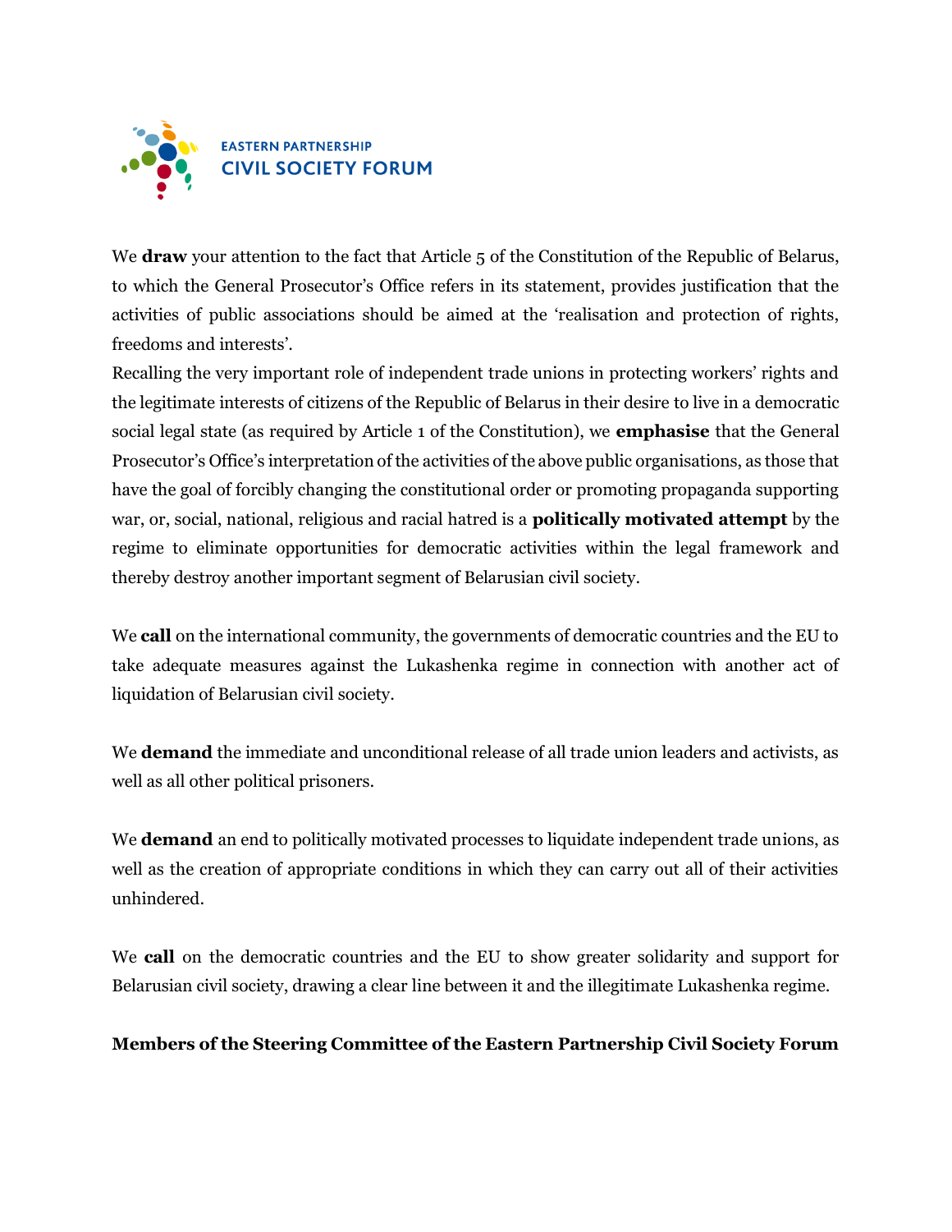We **draw** your attention to the fact that Article 5 of the Constitution of the Republic of Belarus, to which the General Prosecutor's Office refers in its statement, provides justification that the activities of public associations should be aimed at the 'realisation and protection of rights, freedoms and interests'.

Recalling the very important role of independent trade unions in protecting workers' rights and the legitimate interests of citizens of the Republic of Belarus in their desire to live in a democratic social legal state (as required by Article 1 of the Constitution), we **emphasise** that the General Prosecutor's Office's interpretation of the activities of the above public organisations, as those that have the goal of forcibly changing the constitutional order or promoting propaganda supporting war, or, social, national, religious and racial hatred is a **politically motivated attempt** by the regime to eliminate opportunities for democratic activities within the legal framework and thereby destroy another important segment of Belarusian civil society.

We **call** on the international community, the governments of democratic countries and the EU to take adequate measures against the Lukashenka regime in connection with another act of liquidation of Belarusian civil society.

We **demand** the immediate and unconditional release of all trade union leaders and activists, as well as all other political prisoners.

We **demand** an end to politically motivated processes to liquidate independent trade unions, as well as the creation of appropriate conditions in which they can carry out all of their activities unhindered.

We **call** on the democratic countries and the EU to show greater solidarity and support for Belarusian civil society, drawing a clear line between it and the illegitimate Lukashenka regime.

**Members of the Steering Committee of the Eastern Partnership Civil Society Forum**